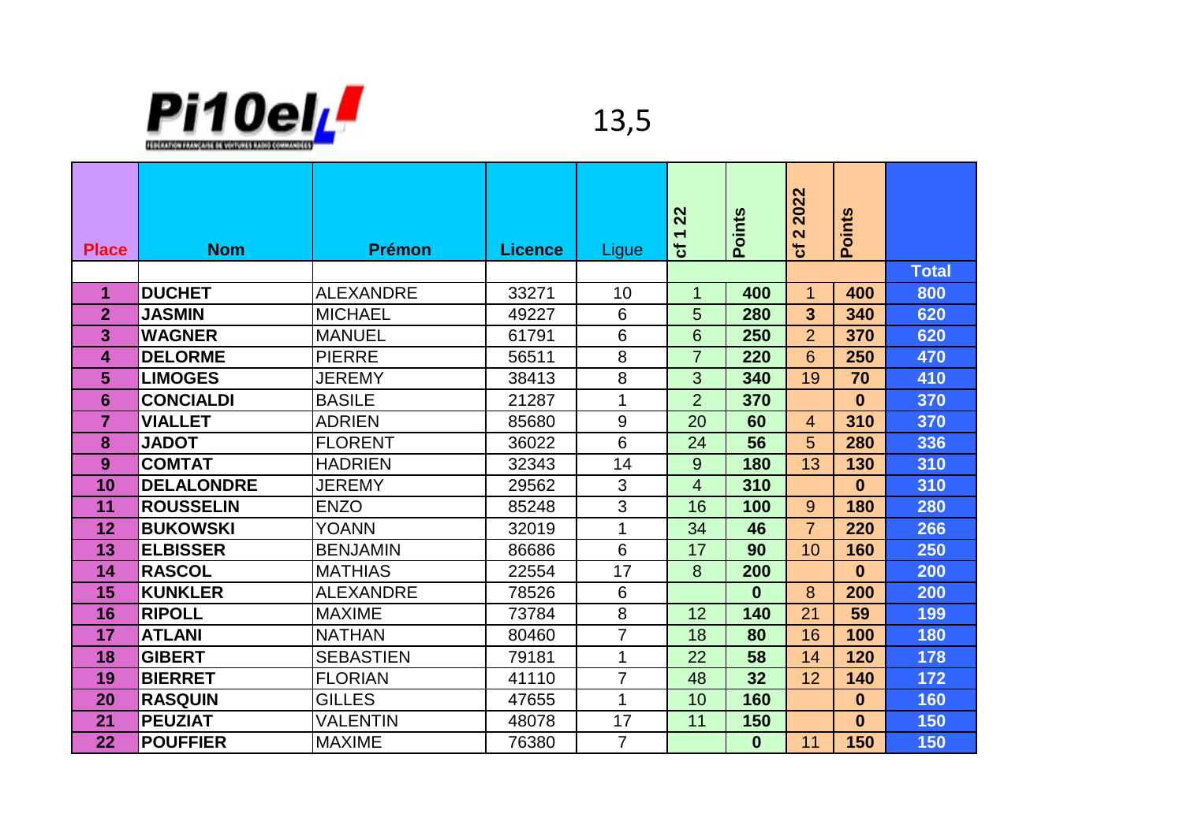Pi10el FÉDÉRATION FRANÇAISE DE VOITURES RADIO COMMANDÉES

13,5

| Place | Nom | Prémon | Licence | Ligue | cf 1 22 | Points | cf 2 2022 | Points | |
|---|---|---|---|---|---|---|---|---|---|
| | | | | | | | | | Total |
| 1 | DUCHET | ALEXANDRE | 33271 | 10 | 1 | 400 | 1 | 400 | 800 |
| 2 | JASMIN | MICHAEL | 49227 | 6 | 5 | 280 | 3 | 340 | 620 |
| 3 | WAGNER | MANUEL | 61791 | 6 | 6 | 250 | 2 | 370 | 620 |
| 4 | DELORME | PIERRE | 56511 | 8 | 7 | 220 | 6 | 250 | 470 |
| 5 | LIMOGES | JEREMY | 38413 | 8 | 3 | 340 | 19 | 70 | 410 |
| 6 | CONCIALDI | BASILE | 21287 | 1 | 2 | 370 | | 0 | 370 |
| 7 | VIALLET | ADRIEN | 85680 | 9 | 20 | 60 | 4 | 310 | 370 |
| 8 | JADOT | FLORENT | 36022 | 6 | 24 | 56 | 5 | 280 | 336 |
| 9 | COMTAT | HADRIEN | 32343 | 14 | 9 | 180 | 13 | 130 | 310 |
| 10 | DELALONDRE | JEREMY | 29562 | 3 | 4 | 310 | | 0 | 310 |
| 11 | ROUSSELIN | ENZO | 85248 | 3 | 16 | 100 | 9 | 180 | 280 |
| 12 | BUKOWSKI | YOANN | 32019 | 1 | 34 | 46 | 7 | 220 | 266 |
| 13 | ELBISSER | BENJAMIN | 86686 | 6 | 17 | 90 | 10 | 160 | 250 |
| 14 | RASCOL | MATHIAS | 22554 | 17 | 8 | 200 | | 0 | 200 |
| 15 | KUNKLER | ALEXANDRE | 78526 | 6 | | 0 | 8 | 200 | 200 |
| 16 | RIPOLL | MAXIME | 73784 | 8 | 12 | 140 | 21 | 59 | 199 |
| 17 | ATLANI | NATHAN | 80460 | 7 | 18 | 80 | 16 | 100 | 180 |
| 18 | GIBERT | SEBASTIEN | 79181 | 1 | 22 | 58 | 14 | 120 | 178 |
| 19 | BIERRET | FLORIAN | 41110 | 7 | 48 | 32 | 12 | 140 | 172 |
| 20 | RASQUIN | GILLES | 47655 | 1 | 10 | 160 | | 0 | 160 |
| 21 | PEUZIAT | VALENTIN | 48078 | 17 | 11 | 150 | | 0 | 150 |
| 22 | POUFFIER | MAXIME | 76380 | 7 | | 0 | 11 | 150 | 150 |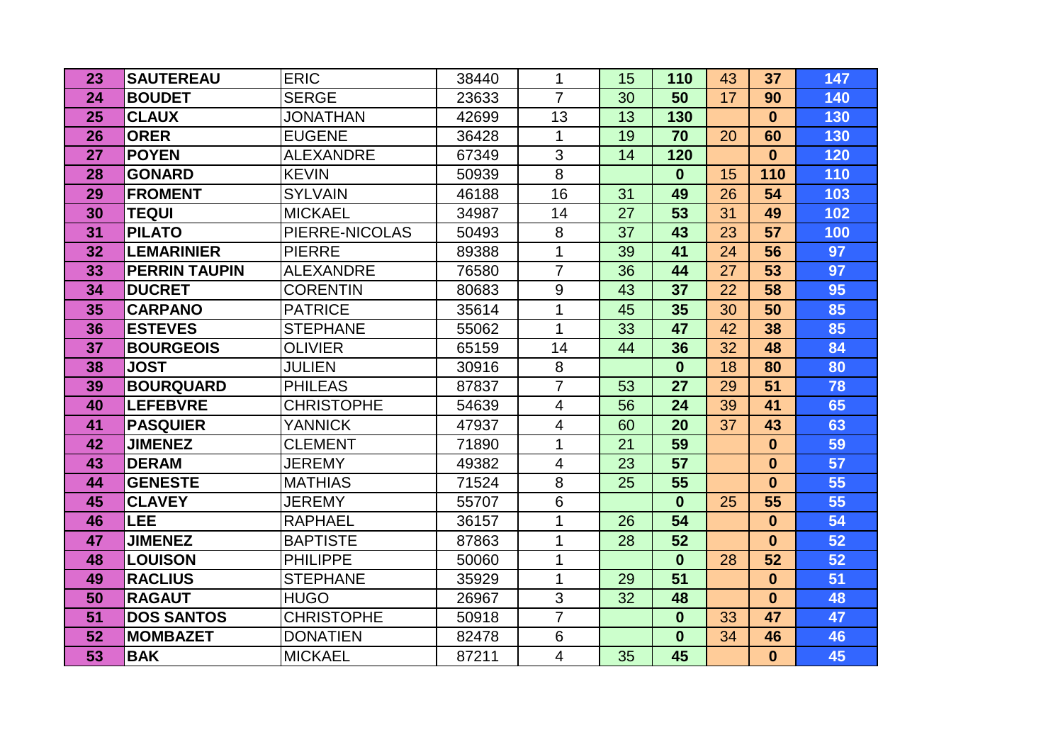| | | | | | | | | | |
|---|---|---|---|---|---|---|---|---|---|
| **23** | **SAUTEREAU** | ERIC | 38440 | 1 | 15 | **110** | 43 | **37** | **147** |
| **24** | **BOUDET** | SERGE | 23633 | 7 | 30 | **50** | 17 | **90** | **140** |
| **25** | **CLAUX** | JONATHAN | 42699 | 13 | 13 | **130** | | **0** | **130** |
| **26** | **ORER** | EUGENE | 36428 | 1 | 19 | **70** | 20 | **60** | **130** |
| **27** | **POYEN** | ALEXANDRE | 67349 | 3 | 14 | **120** | | **0** | **120** |
| **28** | **GONARD** | KEVIN | 50939 | 8 | | **0** | 15 | **110** | **110** |
| **29** | **FROMENT** | SYLVAIN | 46188 | 16 | 31 | **49** | 26 | **54** | **103** |
| **30** | **TEQUI** | MICKAEL | 34987 | 14 | 27 | **53** | 31 | **49** | **102** |
| **31** | **PILATO** | PIERRE-NICOLAS | 50493 | 8 | 37 | **43** | 23 | **57** | **100** |
| **32** | **LEMARINIER** | PIERRE | 89388 | 1 | 39 | **41** | 24 | **56** | **97** |
| **33** | **PERRIN TAUPIN** | ALEXANDRE | 76580 | 7 | 36 | **44** | 27 | **53** | **97** |
| **34** | **DUCRET** | CORENTIN | 80683 | 9 | 43 | **37** | 22 | **58** | **95** |
| **35** | **CARPANO** | PATRICE | 35614 | 1 | 45 | **35** | 30 | **50** | **85** |
| **36** | **ESTEVES** | STEPHANE | 55062 | 1 | 33 | **47** | 42 | **38** | **85** |
| **37** | **BOURGEOIS** | OLIVIER | 65159 | 14 | 44 | **36** | 32 | **48** | **84** |
| **38** | **JOST** | JULIEN | 30916 | 8 | | **0** | 18 | **80** | **80** |
| **39** | **BOURQUARD** | PHILEAS | 87837 | 7 | 53 | **27** | 29 | **51** | **78** |
| **40** | **LEFEBVRE** | CHRISTOPHE | 54639 | 4 | 56 | **24** | 39 | **41** | **65** |
| **41** | **PASQUIER** | YANNICK | 47937 | 4 | 60 | **20** | 37 | **43** | **63** |
| **42** | **JIMENEZ** | CLEMENT | 71890 | 1 | 21 | **59** | | **0** | **59** |
| **43** | **DERAM** | JEREMY | 49382 | 4 | 23 | **57** | | **0** | **57** |
| **44** | **GENESTE** | MATHIAS | 71524 | 8 | 25 | **55** | | **0** | **55** |
| **45** | **CLAVEY** | JEREMY | 55707 | 6 | | **0** | 25 | **55** | **55** |
| **46** | **LEE** | RAPHAEL | 36157 | 1 | 26 | **54** | | **0** | **54** |
| **47** | **JIMENEZ** | BAPTISTE | 87863 | 1 | 28 | **52** | | **0** | **52** |
| **48** | **LOUISON** | PHILIPPE | 50060 | 1 | | **0** | 28 | **52** | **52** |
| **49** | **RACLIUS** | STEPHANE | 35929 | 1 | 29 | **51** | | **0** | **51** |
| **50** | **RAGAUT** | HUGO | 26967 | 3 | 32 | **48** | | **0** | **48** |
| **51** | **DOS SANTOS** | CHRISTOPHE | 50918 | 7 | | **0** | 33 | **47** | **47** |
| **52** | **MOMBAZET** | DONATIEN | 82478 | 6 | | **0** | 34 | **46** | **46** |
| **53** | **BAK** | MICKAEL | 87211 | 4 | 35 | **45** | | **0** | **45** |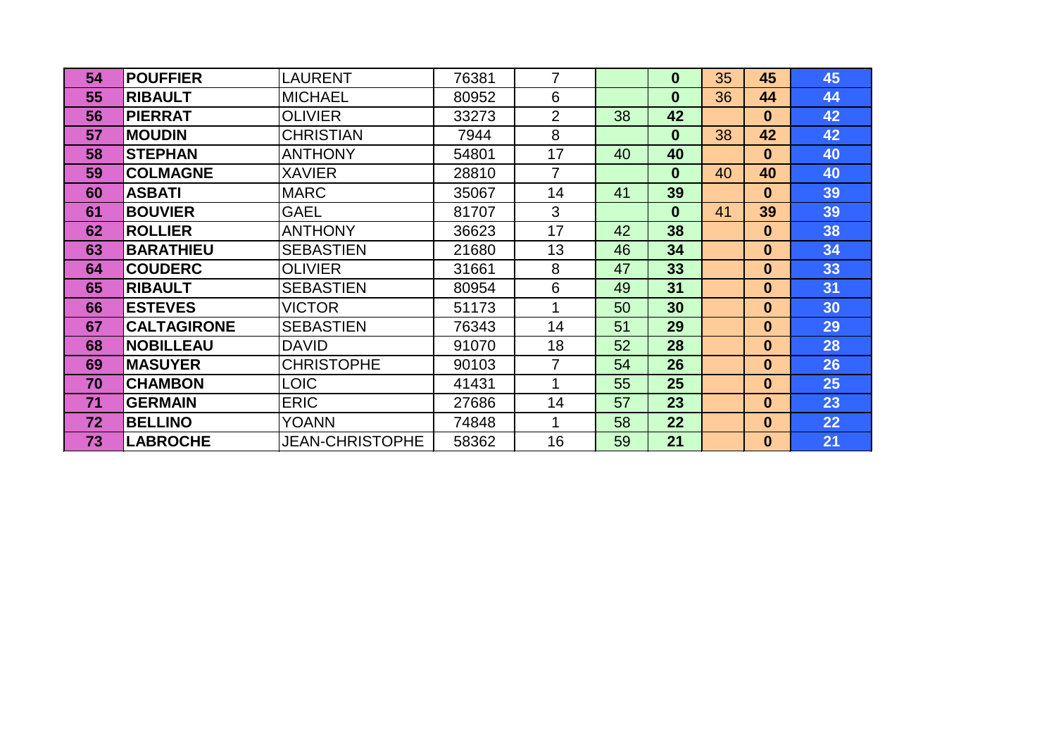| | | | | | | | | | |
|---|---|---|---|---|---|---|---|---|---|
| **54** | **POUFFIER** | LAURENT | 76381 | 7 | | **0** | 35 | **45** | **45** |
| **55** | **RIBAULT** | MICHAEL | 80952 | 6 | | **0** | 36 | **44** | **44** |
| **56** | **PIERRAT** | OLIVIER | 33273 | 2 | 38 | **42** | | **0** | **42** |
| **57** | **MOUDIN** | CHRISTIAN | 7944 | 8 | | **0** | 38 | **42** | **42** |
| **58** | **STEPHAN** | ANTHONY | 54801 | 17 | 40 | **40** | | **0** | **40** |
| **59** | **COLMAGNE** | XAVIER | 28810 | 7 | | **0** | 40 | **40** | **40** |
| **60** | **ASBATI** | MARC | 35067 | 14 | 41 | **39** | | **0** | **39** |
| **61** | **BOUVIER** | GAEL | 81707 | 3 | | **0** | 41 | **39** | **39** |
| **62** | **ROLLIER** | ANTHONY | 36623 | 17 | 42 | **38** | | **0** | **38** |
| **63** | **BARATHIEU** | SEBASTIEN | 21680 | 13 | 46 | **34** | | **0** | **34** |
| **64** | **COUDERC** | OLIVIER | 31661 | 8 | 47 | **33** | | **0** | **33** |
| **65** | **RIBAULT** | SEBASTIEN | 80954 | 6 | 49 | **31** | | **0** | **31** |
| **66** | **ESTEVES** | VICTOR | 51173 | 1 | 50 | **30** | | **0** | **30** |
| **67** | **CALTAGIRONE** | SEBASTIEN | 76343 | 14 | 51 | **29** | | **0** | **29** |
| **68** | **NOBILLEAU** | DAVID | 91070 | 18 | 52 | **28** | | **0** | **28** |
| **69** | **MASUYER** | CHRISTOPHE | 90103 | 7 | 54 | **26** | | **0** | **26** |
| **70** | **CHAMBON** | LOIC | 41431 | 1 | 55 | **25** | | **0** | **25** |
| **71** | **GERMAIN** | ERIC | 27686 | 14 | 57 | **23** | | **0** | **23** |
| **72** | **BELLINO** | YOANN | 74848 | 1 | 58 | **22** | | **0** | **22** |
| **73** | **LABROCHE** | JEAN-CHRISTOPHE | 58362 | 16 | 59 | **21** | | **0** | **21** |